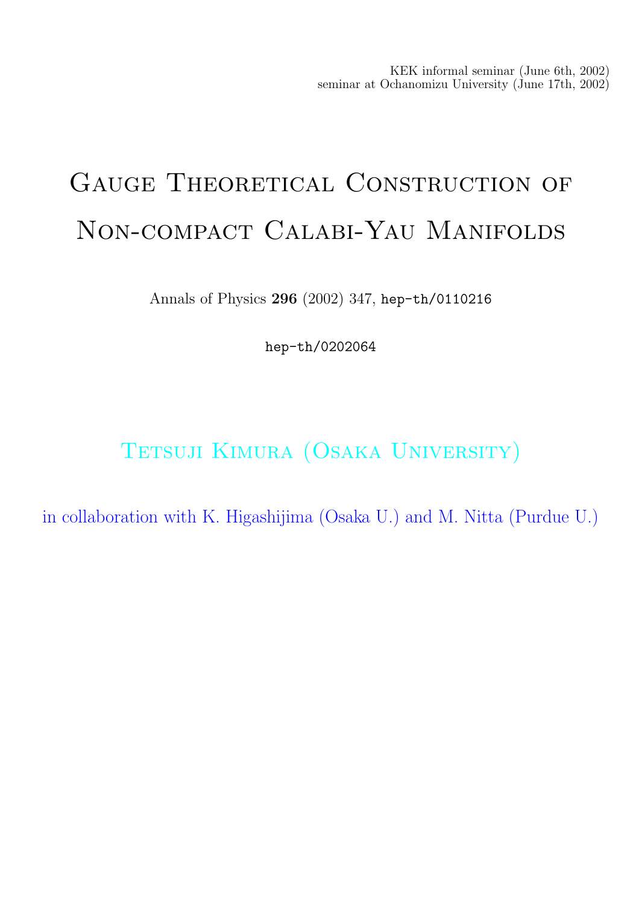KEK informal seminar (June 6th, 2002)
seminar at Ochanomizu University (June 17th, 2002)

# Gauge Theoretical Construction of Non-compact Calabi-Yau Manifolds

Annals of Physics **296** (2002) 347, `hep-th/0110216`

`hep-th/0202064`

Tetsuji Kimura (Osaka University)

in collaboration with K. Higashijima (Osaka U.) and M. Nitta (Purdue U.)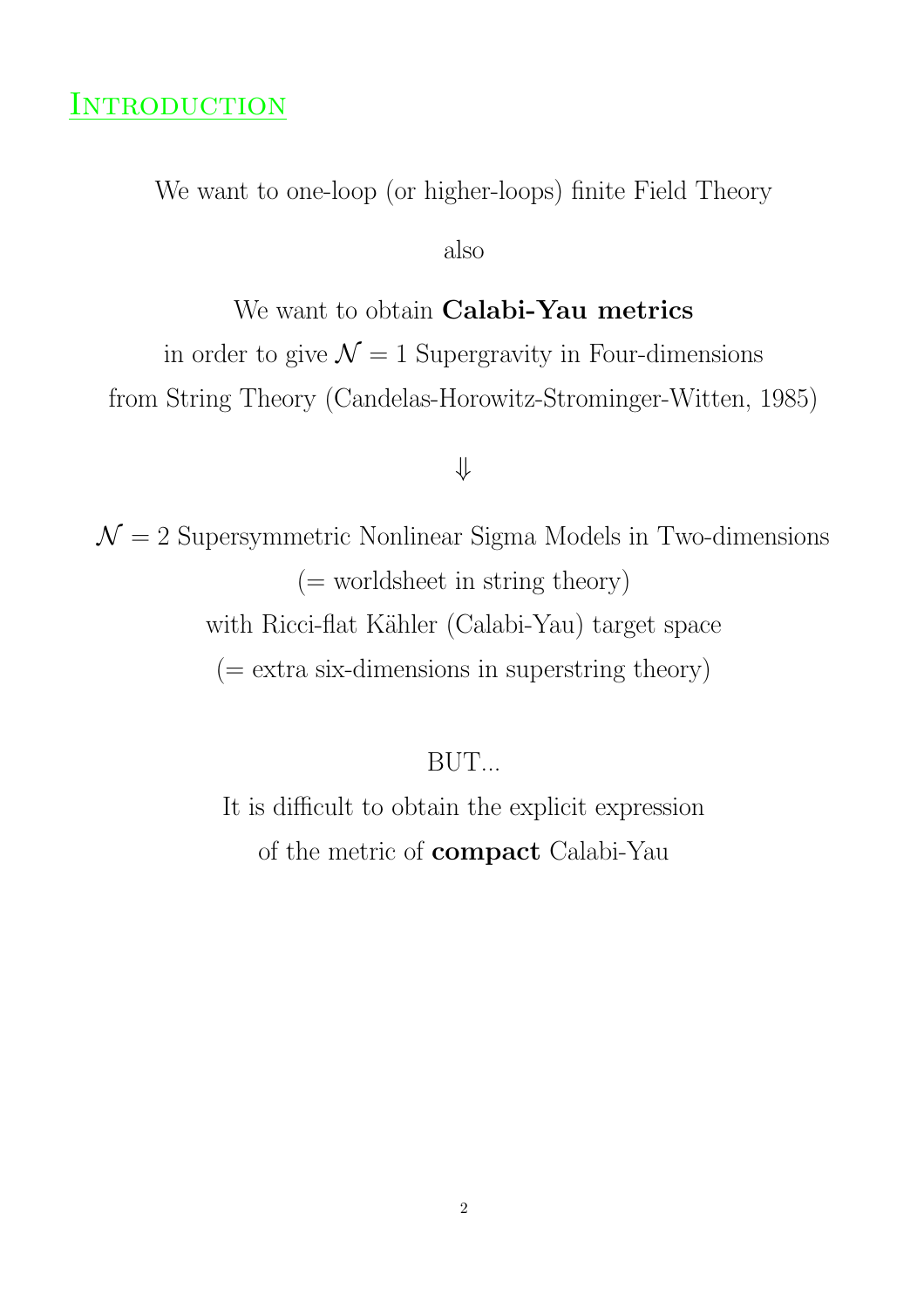## Introduction

We want to one-loop (or higher-loops) finite Field Theory

also

We want to obtain **Calabi-Yau metrics**

in order to give $\mathcal{N} = 1$ Supergravity in Four-dimensions

from String Theory (Candelas-Horowitz-Strominger-Witten, 1985)

$\Downarrow$

$\mathcal{N} = 2$ Supersymmetric Nonlinear Sigma Models in Two-dimensions

(= worldsheet in string theory)

with Ricci-flat Kähler (Calabi-Yau) target space

(= extra six-dimensions in superstring theory)

BUT...

It is difficult to obtain the explicit expression

of the metric of **compact** Calabi-Yau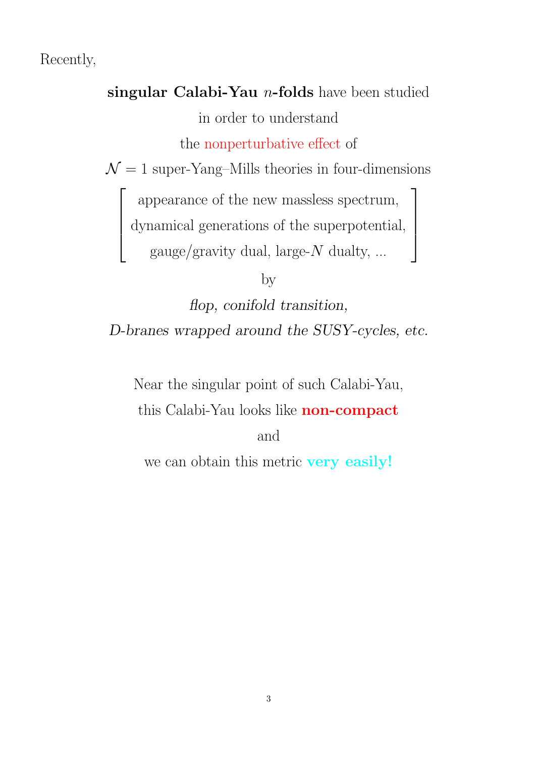Recently,

**singular Calabi-Yau $n$-folds** have been studied

in order to understand

the nonperturbative effect of

$\mathcal{N} = 1$ super-Yang–Mills theories in four-dimensions

$$\left[ \begin{array}{c} \text{appearance of the new massless spectrum,} \\ \text{dynamical generations of the superpotential,} \\ \text{gauge/gravity dual, large-}N\text{ dualty, ...} \end{array} \right]$$

by

*flop, conifold transition,*

*D-branes wrapped around the SUSY-cycles, etc.*

Near the singular point of such Calabi-Yau,

this Calabi-Yau looks like **non-compact**

and

we can obtain this metric **very easily!**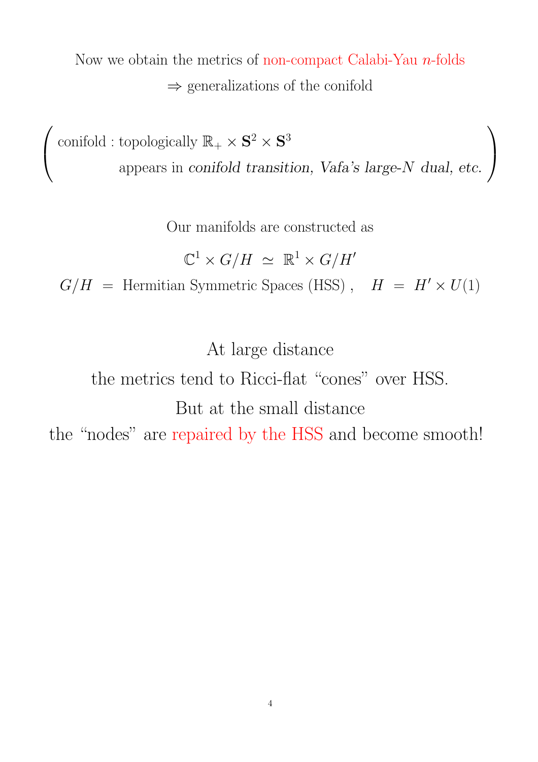Now we obtain the metrics of non-compact Calabi-Yau $n$-folds

$\Rightarrow$ generalizations of the conifold

( conifold : topologically $\mathbb{R}_+ \times \mathbf{S}^2 \times \mathbf{S}^3$

appears in *conifold transition, Vafa's large-$N$ dual, etc.* )

Our manifolds are constructed as

$$\mathbb{C}^1 \times G/H \; \simeq \; \mathbb{R}^1 \times G/H'$$

$$G/H \; = \; \text{Hermitian Symmetric Spaces (HSS)} \, , \quad H \; = \; H' \times U(1)$$

At large distance

the metrics tend to Ricci-flat "cones" over HSS.

But at the small distance

the "nodes" are repaired by the HSS and become smooth!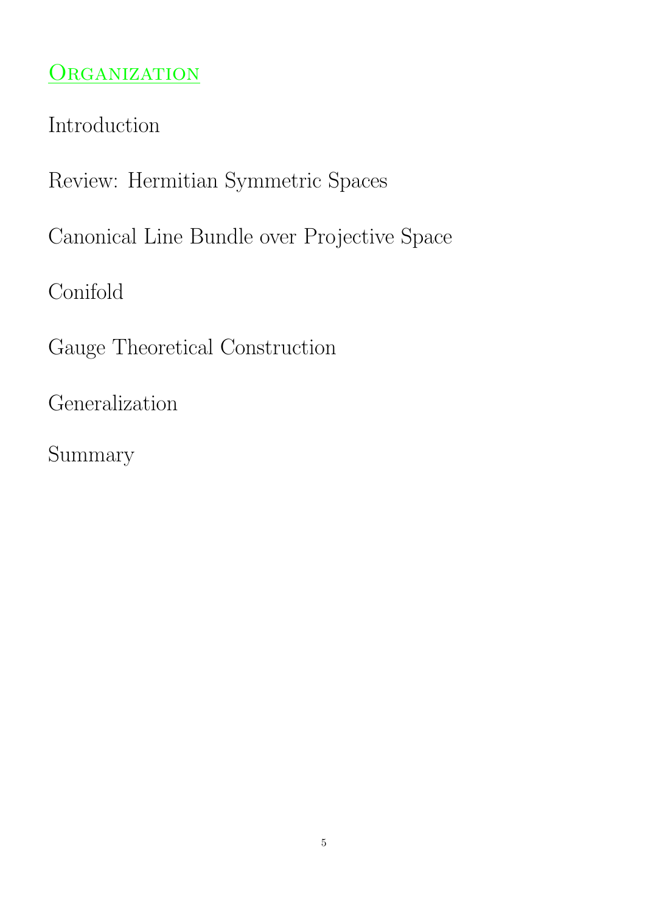## Organization

Introduction

Review: Hermitian Symmetric Spaces

Canonical Line Bundle over Projective Space

Conifold

Gauge Theoretical Construction

Generalization

Summary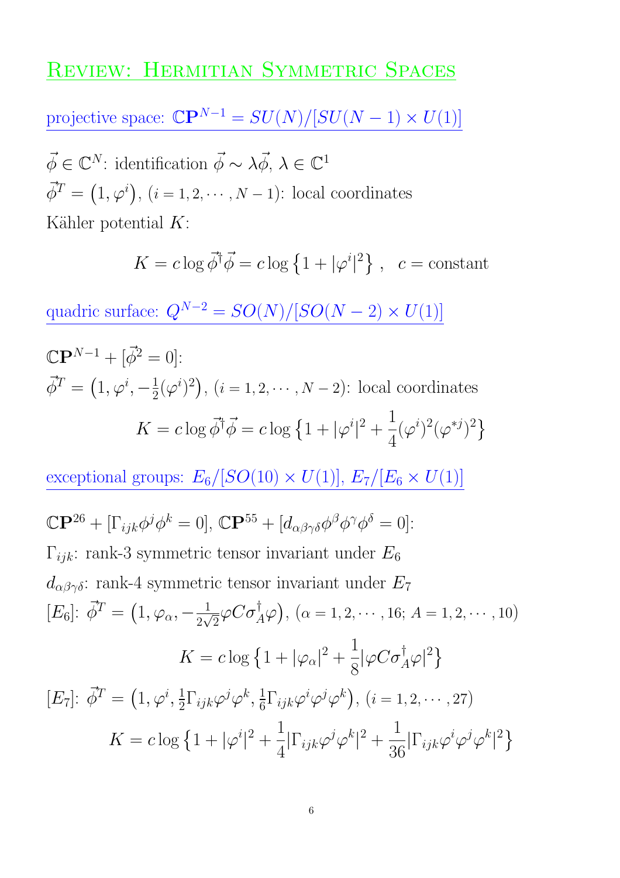# Review: Hermitian Symmetric Spaces

## projective space: $\mathbb{C}\mathbf{P}^{N-1} = SU(N)/[SU(N-1)\times U(1)]$

$\vec{\phi} \in \mathbb{C}^N$: identification $\vec{\phi} \sim \lambda\vec{\phi}$, $\lambda \in \mathbb{C}^1$

$\vec{\phi}^T = \left(1, \varphi^i\right)$, $(i = 1, 2, \cdots, N-1)$: local coordinates

Kähler potential $K$:

$$K = c \log \vec{\phi}^\dagger \vec{\phi} = c \log\left\{1 + |\varphi^i|^2\right\}, \quad c = \text{constant}$$

## quadric surface: $Q^{N-2} = SO(N)/[SO(N-2)\times U(1)]$

$\mathbb{C}\mathbf{P}^{N-1} + [\vec{\phi}^2 = 0]$:

$\vec{\phi}^T = \left(1, \varphi^i, -\frac{1}{2}(\varphi^i)^2\right)$, $(i = 1, 2, \cdots, N-2)$: local coordinates

$$K = c \log \vec{\phi}^\dagger \vec{\phi} = c \log\left\{1 + |\varphi^i|^2 + \frac{1}{4}(\varphi^i)^2(\varphi^{*j})^2\right\}$$

## exceptional groups: $E_6/[SO(10)\times U(1)]$, $E_7/[E_6 \times U(1)]$

$\mathbb{C}\mathbf{P}^{26} + [\Gamma_{ijk}\phi^j\phi^k = 0]$, $\mathbb{C}\mathbf{P}^{55} + [d_{\alpha\beta\gamma\delta}\phi^\beta\phi^\gamma\phi^\delta = 0]$:

$\Gamma_{ijk}$: rank-3 symmetric tensor invariant under $E_6$

$d_{\alpha\beta\gamma\delta}$: rank-4 symmetric tensor invariant under $E_7$

$[E_6]$: $\vec{\phi}^T = \left(1, \varphi_\alpha, -\frac{1}{2\sqrt{2}}\varphi C\sigma_A^\dagger\varphi\right)$, $(\alpha = 1, 2, \cdots, 16;\ A = 1, 2, \cdots, 10)$

$$K = c \log\left\{1 + |\varphi_\alpha|^2 + \frac{1}{8}|\varphi C\sigma_A^\dagger\varphi|^2\right\}$$

$[E_7]$: $\vec{\phi}^T = \left(1, \varphi^i, \frac{1}{2}\Gamma_{ijk}\varphi^j\varphi^k, \frac{1}{6}\Gamma_{ijk}\varphi^i\varphi^j\varphi^k\right)$, $(i = 1, 2, \cdots, 27)$

$$K = c \log\left\{1 + |\varphi^i|^2 + \frac{1}{4}|\Gamma_{ijk}\varphi^j\varphi^k|^2 + \frac{1}{36}|\Gamma_{ijk}\varphi^i\varphi^j\varphi^k|^2\right\}$$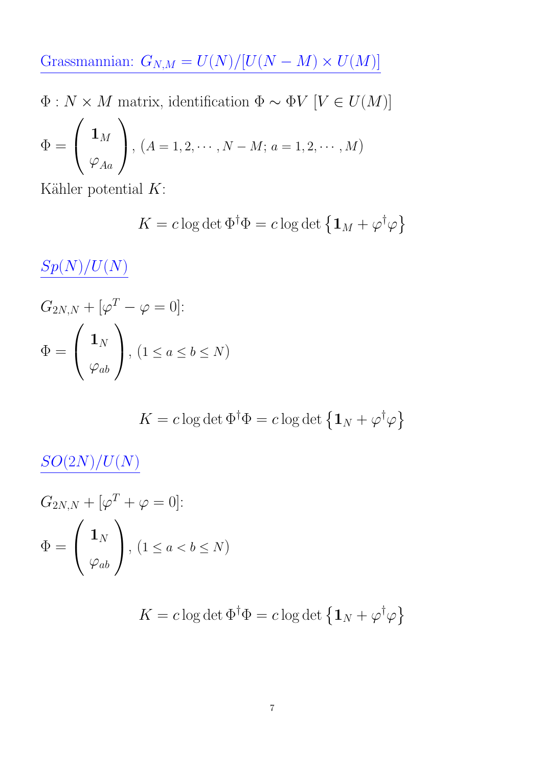## Grassmannian: $G_{N,M} = U(N)/[U(N-M) \times U(M)]$

$\Phi$ : $N \times M$ matrix, identification $\Phi \sim \Phi V$ $[V \in U(M)]$

$$\Phi = \begin{pmatrix} \mathbf{1}_M \\ \varphi_{Aa} \end{pmatrix}, \ (A = 1, 2, \cdots, N-M;\ a = 1, 2, \cdots, M)$$

Kähler potential $K$:

$$K = c \log \det \Phi^\dagger \Phi = c \log \det \left\{ \mathbf{1}_M + \varphi^\dagger \varphi \right\}$$

## $Sp(N)/U(N)$

$G_{2N,N} + [\varphi^T - \varphi = 0]$:

$$\Phi = \begin{pmatrix} \mathbf{1}_N \\ \varphi_{ab} \end{pmatrix}, \ (1 \le a \le b \le N)$$

$$K = c \log \det \Phi^\dagger \Phi = c \log \det \left\{ \mathbf{1}_N + \varphi^\dagger \varphi \right\}$$

## $SO(2N)/U(N)$

$G_{2N,N} + [\varphi^T + \varphi = 0]$:

$$\Phi = \begin{pmatrix} \mathbf{1}_N \\ \varphi_{ab} \end{pmatrix}, \ (1 \le a < b \le N)$$

$$K = c \log \det \Phi^\dagger \Phi = c \log \det \left\{ \mathbf{1}_N + \varphi^\dagger \varphi \right\}$$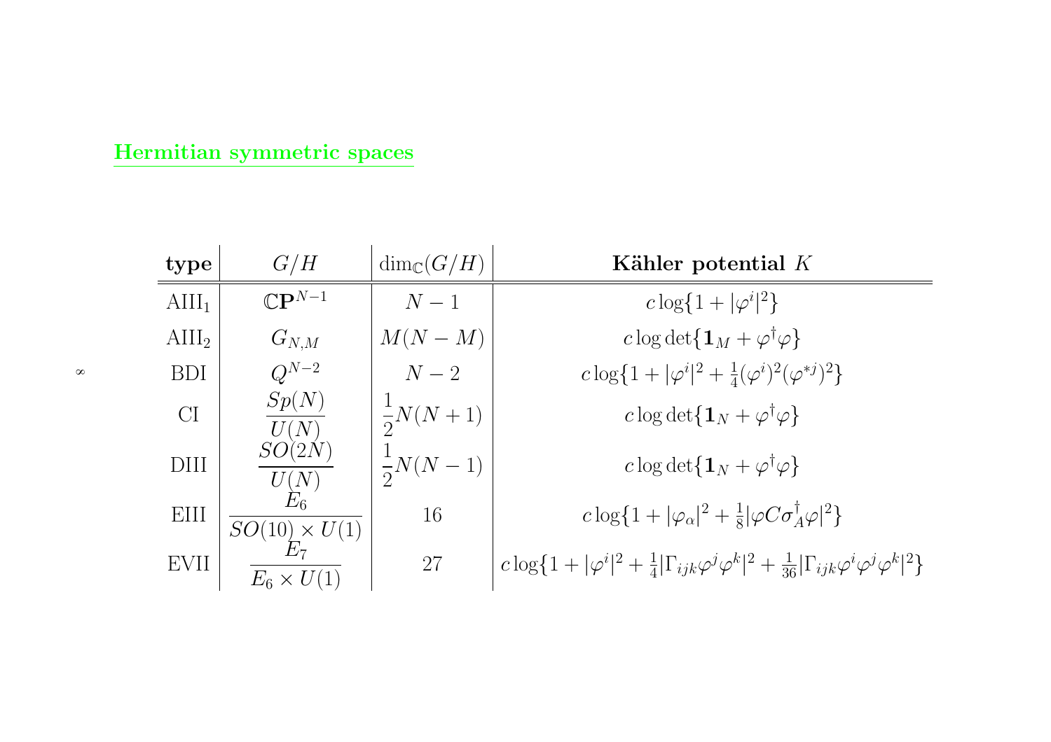## Hermitian symmetric spaces

| **type** | $G/H$ | $\dim_{\mathbb{C}}(G/H)$ | **Kähler potential** $K$ |
|---|---|---|---|
| $\mathrm{AIII}_1$ | $\mathbb{C}\mathbf{P}^{N-1}$ | $N-1$ | $c\log\{1+\lvert\varphi^i\rvert^2\}$ |
| $\mathrm{AIII}_2$ | $G_{N,M}$ | $M(N-M)$ | $c\log\det\{\mathbf{1}_M+\varphi^\dagger\varphi\}$ |
| BDI | $Q^{N-2}$ | $N-2$ | $c\log\{1+\lvert\varphi^i\rvert^2+\frac{1}{4}(\varphi^i)^2(\varphi^{*j})^2\}$ |
| CI | $\dfrac{Sp(N)}{U(N)}$ | $\dfrac{1}{2}N(N+1)$ | $c\log\det\{\mathbf{1}_N+\varphi^\dagger\varphi\}$ |
| DIII | $\dfrac{SO(2N)}{U(N)}$ | $\dfrac{1}{2}N(N-1)$ | $c\log\det\{\mathbf{1}_N+\varphi^\dagger\varphi\}$ |
| EIII | $\dfrac{E_6}{SO(10)\times U(1)}$ | 16 | $c\log\{1+\lvert\varphi_\alpha\rvert^2+\frac{1}{8}\lvert\varphi C\sigma_A^\dagger\varphi\rvert^2\}$ |
| EVII | $\dfrac{E_7}{E_6\times U(1)}$ | 27 | $c\log\{1+\lvert\varphi^i\rvert^2+\frac{1}{4}\lvert\Gamma_{ijk}\varphi^j\varphi^k\rvert^2+\frac{1}{36}\lvert\Gamma_{ijk}\varphi^i\varphi^j\varphi^k\rvert^2\}$ |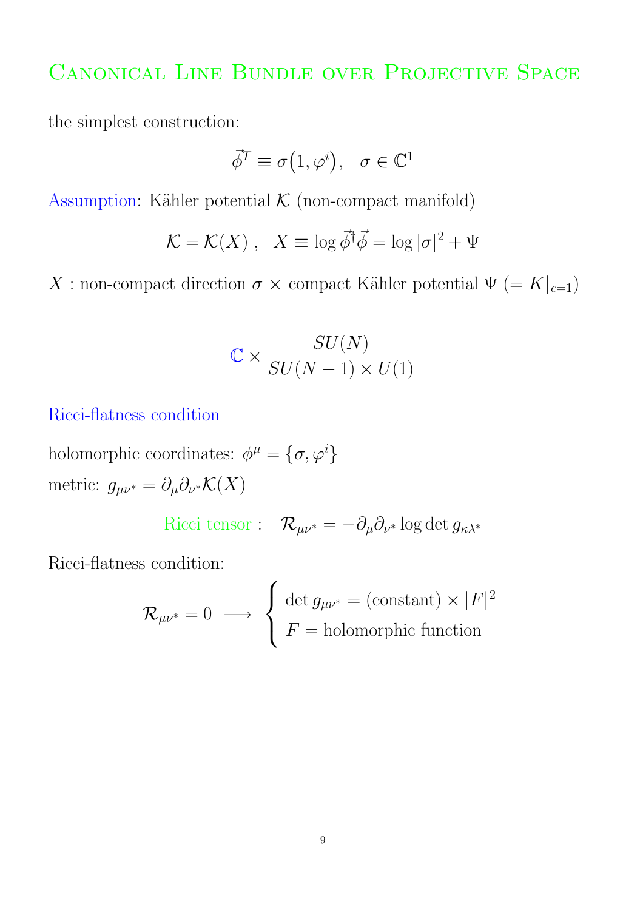# Canonical Line Bundle over Projective Space

the simplest construction:

$$\vec{\phi}^T \equiv \sigma\big(1, \varphi^i\big), \quad \sigma \in \mathbb{C}^1$$

Assumption: Kähler potential $\mathcal{K}$ (non-compact manifold)

$$\mathcal{K} = \mathcal{K}(X)\ , \quad X \equiv \log \vec{\phi}^\dagger \vec{\phi} = \log |\sigma|^2 + \Psi$$

$X$ : non-compact direction $\sigma$ $\times$ compact Kähler potential $\Psi$ $(= K|_{c=1})$

$$\mathbb{C} \times \frac{SU(N)}{SU(N-1) \times U(1)}$$

## Ricci-flatness condition

holomorphic coordinates: $\phi^\mu = \{\sigma, \varphi^i\}$

metric: $g_{\mu\nu^*} = \partial_\mu \partial_{\nu^*} \mathcal{K}(X)$

$$\text{Ricci tensor :} \quad \mathcal{R}_{\mu\nu^*} = -\partial_\mu \partial_{\nu^*} \log \det g_{\kappa\lambda^*}$$

Ricci-flatness condition:

$$\mathcal{R}_{\mu\nu^*} = 0 \ \longrightarrow \ \begin{cases} \det g_{\mu\nu^*} = (\text{constant}) \times |F|^2 \\ F = \text{holomorphic function} \end{cases}$$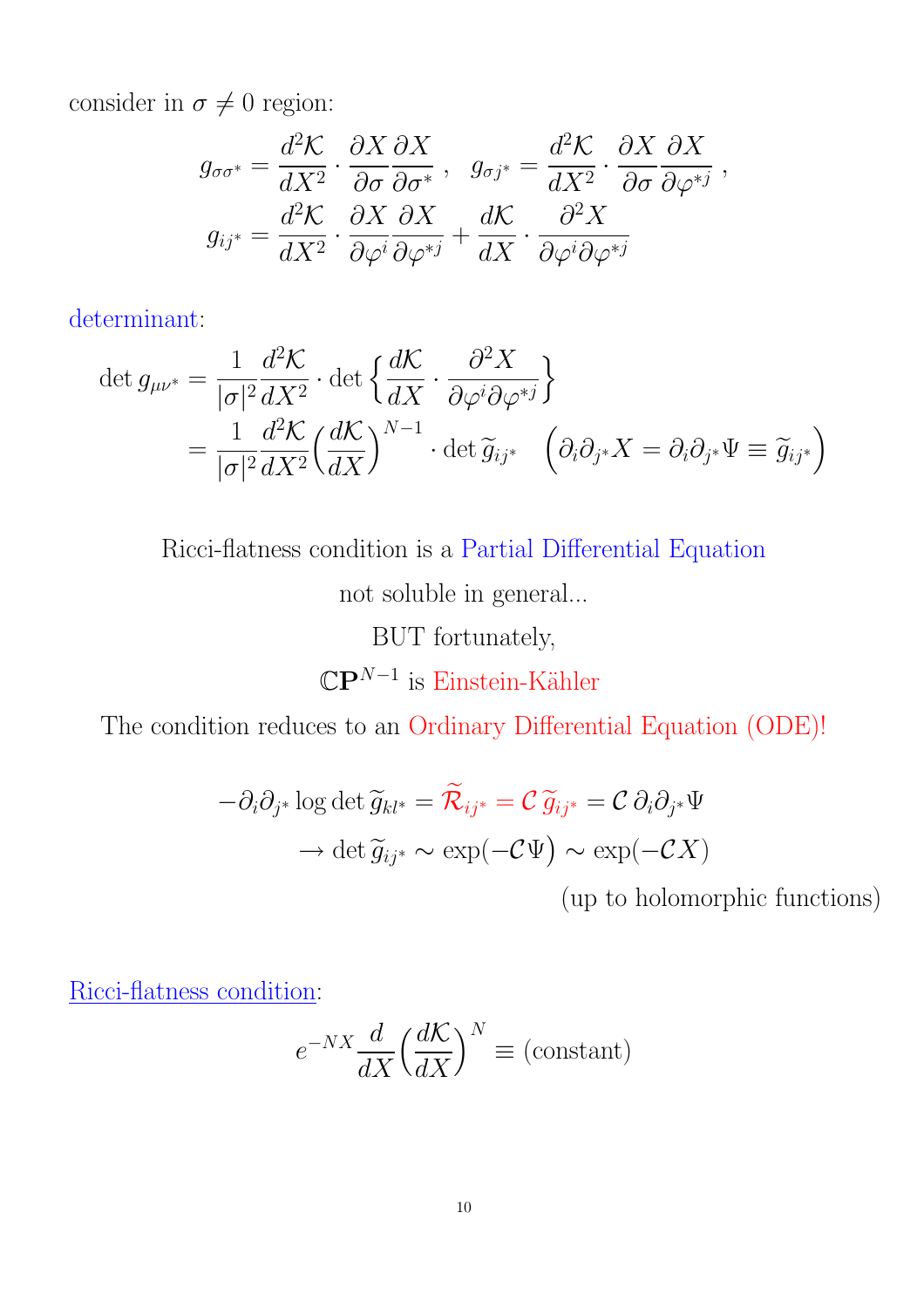consider in $\sigma \neq 0$ region:

$$g_{\sigma\sigma^*} = \frac{d^2\mathcal{K}}{dX^2} \cdot \frac{\partial X}{\partial \sigma}\frac{\partial X}{\partial \sigma^*} \,, \quad g_{\sigma j^*} = \frac{d^2\mathcal{K}}{dX^2} \cdot \frac{\partial X}{\partial \sigma}\frac{\partial X}{\partial \varphi^{*j}} \,,$$

$$g_{ij^*} = \frac{d^2\mathcal{K}}{dX^2} \cdot \frac{\partial X}{\partial \varphi^i}\frac{\partial X}{\partial \varphi^{*j}} + \frac{d\mathcal{K}}{dX} \cdot \frac{\partial^2 X}{\partial \varphi^i \partial \varphi^{*j}}$$

determinant:

$$\begin{aligned}
\det g_{\mu\nu^*} &= \frac{1}{|\sigma|^2}\frac{d^2\mathcal{K}}{dX^2} \cdot \det\left\{\frac{d\mathcal{K}}{dX} \cdot \frac{\partial^2 X}{\partial \varphi^i \partial \varphi^{*j}}\right\} \\
&= \frac{1}{|\sigma|^2}\frac{d^2\mathcal{K}}{dX^2}\Big(\frac{d\mathcal{K}}{dX}\Big)^{N-1} \cdot \det \widetilde{g}_{ij^*} \quad \Big(\partial_i \partial_{j^*} X = \partial_i \partial_{j^*} \Psi \equiv \widetilde{g}_{ij^*}\Big)
\end{aligned}$$

Ricci-flatness condition is a Partial Differential Equation

not soluble in general...

BUT fortunately,

$\mathbb{CP}^{N-1}$ is Einstein-Kähler

The condition reduces to an Ordinary Differential Equation (ODE)!

$$\begin{aligned}
-\partial_i \partial_{j^*} \log \det \widetilde{g}_{kl^*} = \widetilde{\mathcal{R}}_{ij^*} = \mathcal{C}\, \widetilde{g}_{ij^*} &= \mathcal{C}\, \partial_i \partial_{j^*} \Psi \\
\to \det \widetilde{g}_{ij^*} \sim \exp\big(-\mathcal{C}\Psi\big) &\sim \exp(-\mathcal{C}X)
\end{aligned}$$

(up to holomorphic functions)

Ricci-flatness condition:

$$e^{-NX}\frac{d}{dX}\Big(\frac{d\mathcal{K}}{dX}\Big)^N \equiv (\text{constant})$$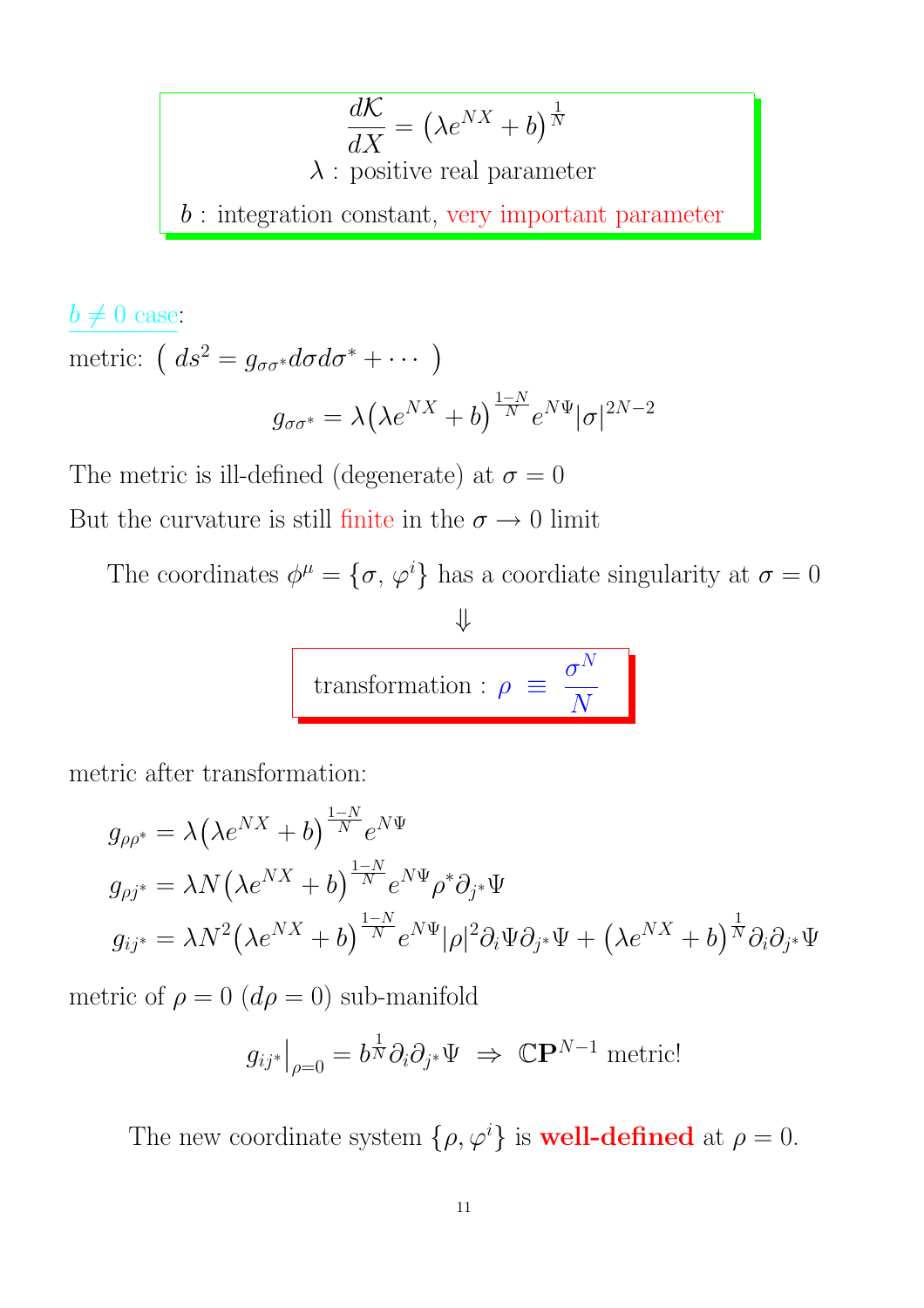$$\frac{d\mathcal{K}}{dX} = \left(\lambda e^{NX} + b\right)^{\frac{1}{N}}$$

$\lambda$ : positive real parameter

$b$ : integration constant, very important parameter

$b \neq 0$ case:

metric: $\left( ds^2 = g_{\sigma\sigma^*} d\sigma d\sigma^* + \cdots \right)$

$$g_{\sigma\sigma^*} = \lambda\left(\lambda e^{NX} + b\right)^{\frac{1-N}{N}} e^{N\Psi} |\sigma|^{2N-2}$$

The metric is ill-defined (degenerate) at $\sigma = 0$

But the curvature is still finite in the $\sigma \to 0$ limit

The coordinates $\phi^\mu = \{\sigma, \varphi^i\}$ has a coordiate singularity at $\sigma = 0$

$$\Downarrow$$

$$\text{transformation : } \rho \equiv \frac{\sigma^N}{N}$$

metric after transformation:

$$g_{\rho\rho^*} = \lambda\left(\lambda e^{NX} + b\right)^{\frac{1-N}{N}} e^{N\Psi}$$

$$g_{\rho j^*} = \lambda N\left(\lambda e^{NX} + b\right)^{\frac{1-N}{N}} e^{N\Psi} \rho^* \partial_{j^*}\Psi$$

$$g_{ij^*} = \lambda N^2\left(\lambda e^{NX} + b\right)^{\frac{1-N}{N}} e^{N\Psi} |\rho|^2 \partial_i\Psi \partial_{j^*}\Psi + \left(\lambda e^{NX} + b\right)^{\frac{1}{N}} \partial_i\partial_{j^*}\Psi$$

metric of $\rho = 0$ ($d\rho = 0$) sub-manifold

$$g_{ij^*}\Big|_{\rho=0} = b^{\frac{1}{N}} \partial_i\partial_{j^*}\Psi \;\Rightarrow\; \mathbb{C}\mathbf{P}^{N-1} \text{ metric!}$$

The new coordinate system $\{\rho, \varphi^i\}$ is **well-defined** at $\rho = 0$.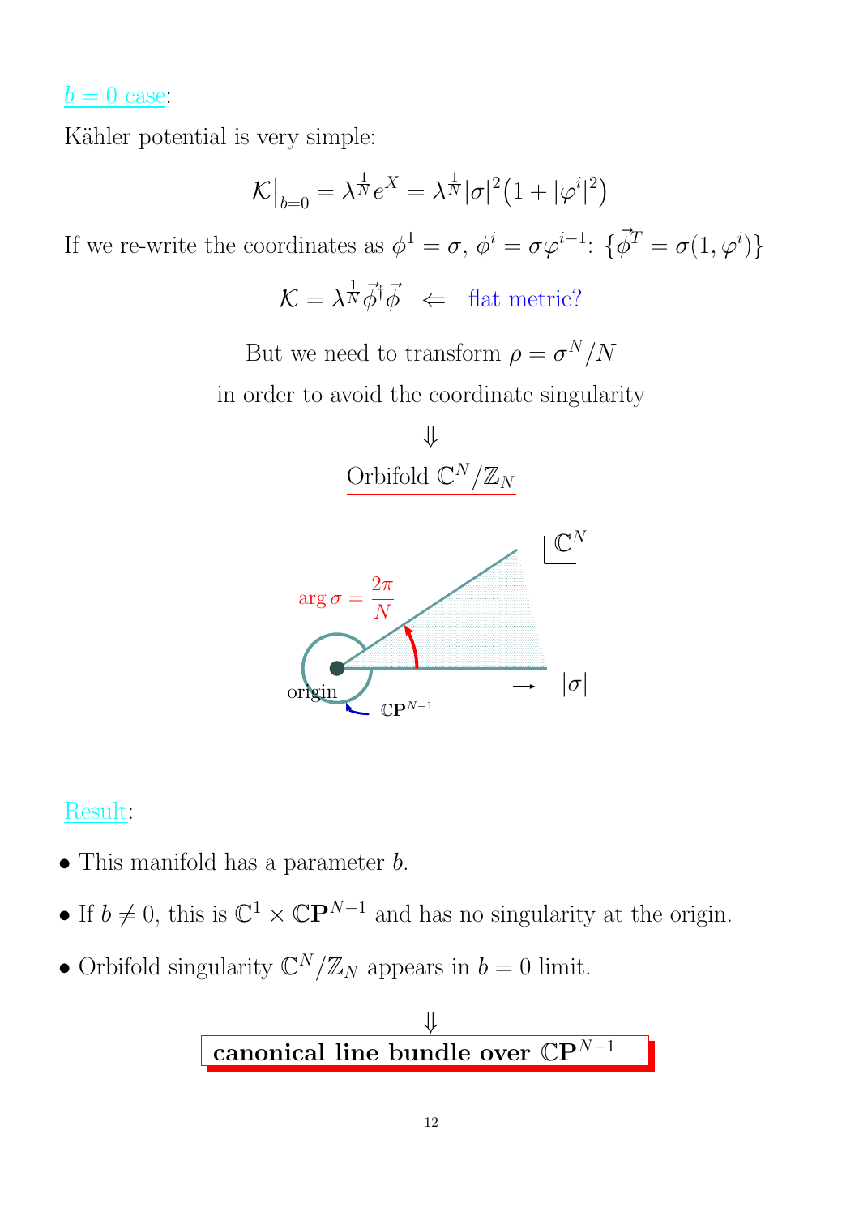$b = 0$ case:

Kähler potential is very simple:

$$\mathcal{K}\Big|_{b=0} = \lambda^{\frac{1}{N}} e^X = \lambda^{\frac{1}{N}} |\sigma|^2 \big(1 + |\varphi^i|^2\big)$$

If we re-write the coordinates as $\phi^1 = \sigma$, $\phi^i = \sigma\varphi^{i-1}$: $\{\vec{\phi}^T = \sigma(1, \varphi^i)\}$

$$\mathcal{K} = \lambda^{\frac{1}{N}} \vec{\phi}^\dagger \vec{\phi} \quad \Leftarrow \quad \text{flat metric?}$$

But we need to transform $\rho = \sigma^N / N$

in order to avoid the coordinate singularity

$\Downarrow$

Orbifold $\mathbb{C}^N / \mathbb{Z}_N$

$\arg\sigma = \frac{2\pi}{N}$ &nbsp;&nbsp; $\mathbb{C}^N$ &nbsp;&nbsp; origin &nbsp;&nbsp; $\mathbb{C}\mathbf{P}^{N-1}$ &nbsp;&nbsp; $|\sigma|$

Result:

- This manifold has a parameter $b$.
- If $b \neq 0$, this is $\mathbb{C}^1 \times \mathbb{C}\mathbf{P}^{N-1}$ and has no singularity at the origin.
- Orbifold singularity $\mathbb{C}^N/\mathbb{Z}_N$ appears in $b = 0$ limit.

$\Downarrow$

**canonical line bundle over $\mathbb{C}\mathbf{P}^{N-1}$**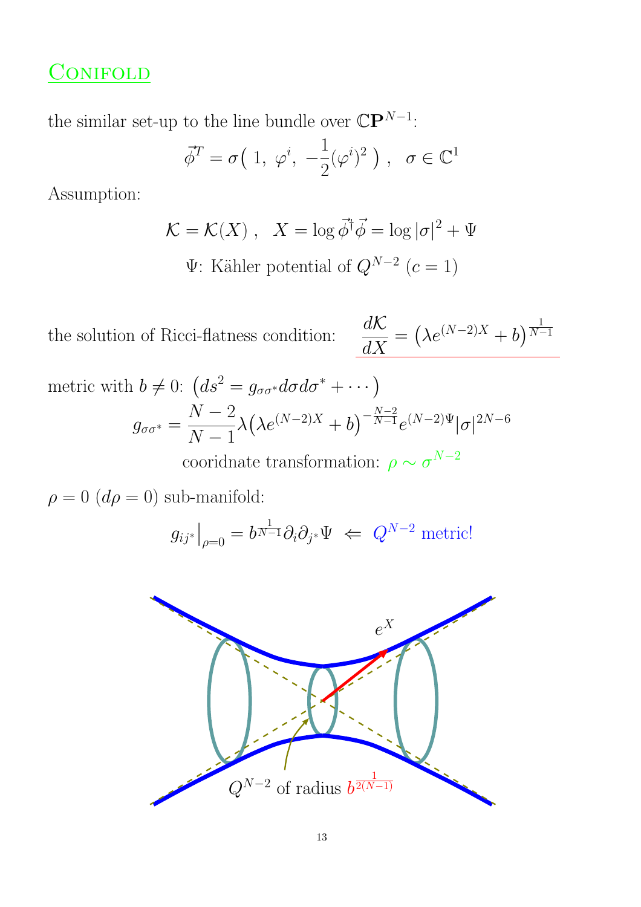# Conifold

the similar set-up to the line bundle over $\mathbb{C}\mathbf{P}^{N-1}$:

$$\vec{\phi}^T = \sigma\big(\ 1,\ \varphi^i,\ -\frac{1}{2}(\varphi^i)^2\ \big)\ ,\quad \sigma \in \mathbb{C}^1$$

Assumption:

$$\mathcal{K} = \mathcal{K}(X)\ ,\quad X = \log \vec{\phi}^\dagger \vec{\phi} = \log|\sigma|^2 + \Psi$$

$$\Psi\text{: Kähler potential of } Q^{N-2}\ (c=1)$$

the solution of Ricci-flatness condition: $\underline{\dfrac{d\mathcal{K}}{dX} = \big(\lambda e^{(N-2)X} + b\big)^{\frac{1}{N-1}}}$

metric with $b \neq 0$: $\big(ds^2 = g_{\sigma\sigma^*} d\sigma d\sigma^* + \cdots\big)$

$$g_{\sigma\sigma^*} = \frac{N-2}{N-1}\lambda\big(\lambda e^{(N-2)X} + b\big)^{-\frac{N-2}{N-1}} e^{(N-2)\Psi}|\sigma|^{2N-6}$$

cooridnate transformation: $\rho \sim \sigma^{N-2}$

$\rho = 0$ ($d\rho = 0$) sub-manifold:

$$g_{ij^*}\big|_{\rho=0} = b^{\frac{1}{N-1}}\partial_i\partial_{j^*}\Psi\ \Leftarrow\ Q^{N-2}\text{ metric!}$$

$e^X$

$Q^{N-2}$ of radius $b^{\frac{1}{2(N-1)}}$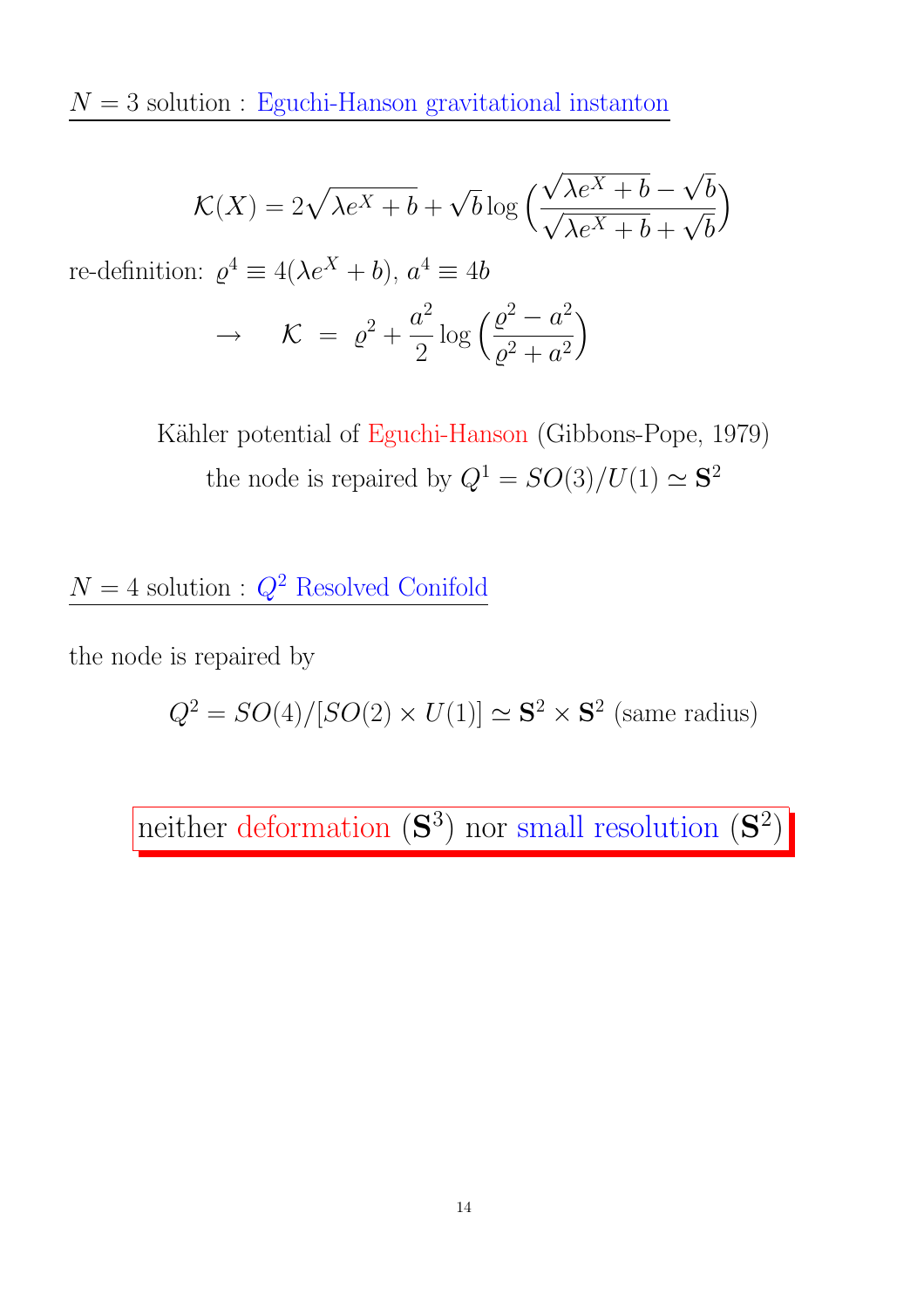## $N=3$ solution : Eguchi-Hanson gravitational instanton

$$\mathcal{K}(X) = 2\sqrt{\lambda e^X + b} + \sqrt{b}\log\left(\frac{\sqrt{\lambda e^X + b} - \sqrt{b}}{\sqrt{\lambda e^X + b} + \sqrt{b}}\right)$$

re-definition: $\varrho^4 \equiv 4(\lambda e^X + b)$, $a^4 \equiv 4b$

$$\rightarrow \quad \mathcal{K} \;=\; \varrho^2 + \frac{a^2}{2}\log\left(\frac{\varrho^2 - a^2}{\varrho^2 + a^2}\right)$$

Kähler potential of Eguchi-Hanson (Gibbons-Pope, 1979)

the node is repaired by $Q^1 = SO(3)/U(1) \simeq \mathbf{S}^2$

## $N=4$ solution : $Q^2$ Resolved Conifold

the node is repaired by

$$Q^2 = SO(4)/[SO(2)\times U(1)] \simeq \mathbf{S}^2 \times \mathbf{S}^2 \text{ (same radius)}$$

**neither deformation ($\mathbf{S}^3$) nor small resolution ($\mathbf{S}^2$)**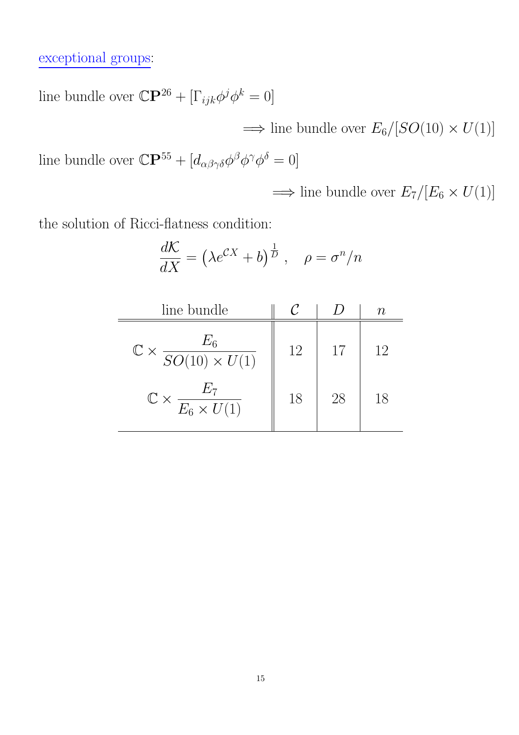exceptional groups:

line bundle over $\mathbb{C}\mathbf{P}^{26} + [\Gamma_{ijk}\phi^j\phi^k = 0]$

$$\Longrightarrow \text{line bundle over } E_6/[SO(10) \times U(1)]$$

line bundle over $\mathbb{C}\mathbf{P}^{55} + [d_{\alpha\beta\gamma\delta}\phi^\beta\phi^\gamma\phi^\delta = 0]$

$$\Longrightarrow \text{line bundle over } E_7/[E_6 \times U(1)]$$

the solution of Ricci-flatness condition:

$$\frac{d\mathcal{K}}{dX} = \left(\lambda e^{\mathcal{C}X} + b\right)^{\frac{1}{D}}, \quad \rho = \sigma^n/n$$

| line bundle | $\mathcal{C}$ | $D$ | $n$ |
|---|---|---|---|
| $\mathbb{C} \times \dfrac{E_6}{SO(10) \times U(1)}$ | 12 | 17 | 12 |
| $\mathbb{C} \times \dfrac{E_7}{E_6 \times U(1)}$ | 18 | 28 | 18 |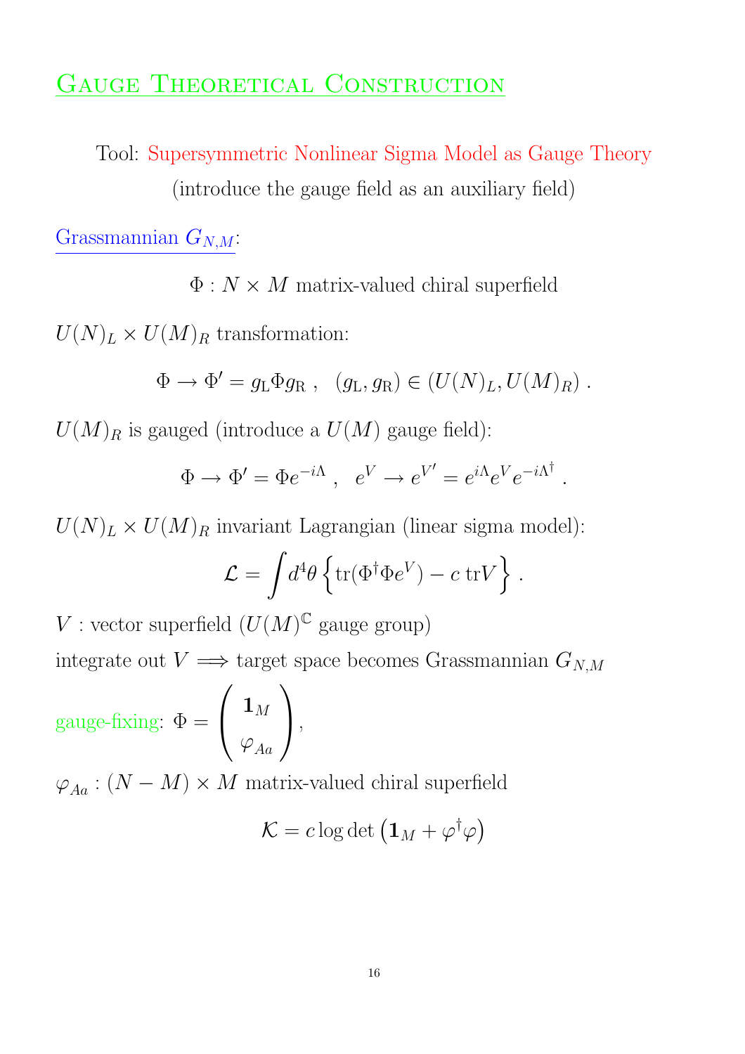# Gauge Theoretical Construction

Tool: Supersymmetric Nonlinear Sigma Model as Gauge Theory
(introduce the gauge field as an auxiliary field)

Grassmannian $G_{N,M}$:

$$\Phi : N \times M \text{ matrix-valued chiral superfield}$$

$U(N)_L \times U(M)_R$ transformation:

$$\Phi \rightarrow \Phi' = g_{\rm L} \Phi g_{\rm R} \ , \quad (g_{\rm L}, g_{\rm R}) \in (U(N)_L, U(M)_R) \ .$$

$U(M)_R$ is gauged (introduce a $U(M)$ gauge field):

$$\Phi \rightarrow \Phi' = \Phi e^{-i\Lambda} \ , \quad e^V \rightarrow e^{V'} = e^{i\Lambda} e^V e^{-i\Lambda^\dagger} \ .$$

$U(N)_L \times U(M)_R$ invariant Lagrangian (linear sigma model):

$$\mathcal{L} = \int d^4\theta \left\{ \mathrm{tr}(\Phi^\dagger \Phi e^V) - c \, \mathrm{tr} V \right\} \ .$$

$V$ : vector superfield ($U(M)^{\mathbb{C}}$ gauge group)

integrate out $V \Longrightarrow$ target space becomes Grassmannian $G_{N,M}$

gauge-fixing: $\Phi = \begin{pmatrix} \mathbf{1}_M \\ \varphi_{Aa} \end{pmatrix}$,

$\varphi_{Aa}$ : $(N-M) \times M$ matrix-valued chiral superfield

$$\mathcal{K} = c \log \det \left( \mathbf{1}_M + \varphi^\dagger \varphi \right)$$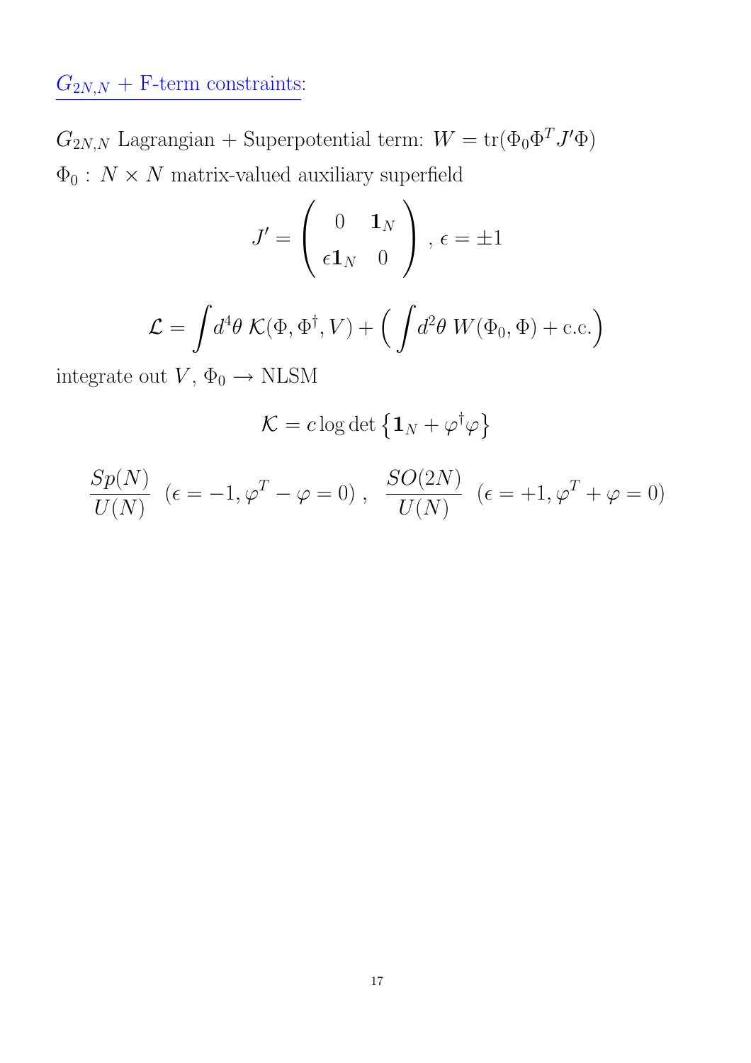## $G_{2N,N}$ + F-term constraints:

$G_{2N,N}$ Lagrangian + Superpotential term: $W = \mathrm{tr}(\Phi_0 \Phi^T J' \Phi)$

$\Phi_0$ : $N \times N$ matrix-valued auxiliary superfield

$$J' = \begin{pmatrix} 0 & \mathbf{1}_N \\ \epsilon \mathbf{1}_N & 0 \end{pmatrix} , \ \epsilon = \pm 1$$

$$\mathcal{L} = \int d^4\theta \ \mathcal{K}(\Phi, \Phi^\dagger, V) + \Big( \int d^2\theta \ W(\Phi_0, \Phi) + \text{c.c.} \Big)$$

integrate out $V$, $\Phi_0 \to$ NLSM

$$\mathcal{K} = c \log \det \left\{ \mathbf{1}_N + \varphi^\dagger \varphi \right\}$$

$$\frac{Sp(N)}{U(N)} \ \ (\epsilon = -1, \varphi^T - \varphi = 0) \ , \ \ \frac{SO(2N)}{U(N)} \ \ (\epsilon = +1, \varphi^T + \varphi = 0)$$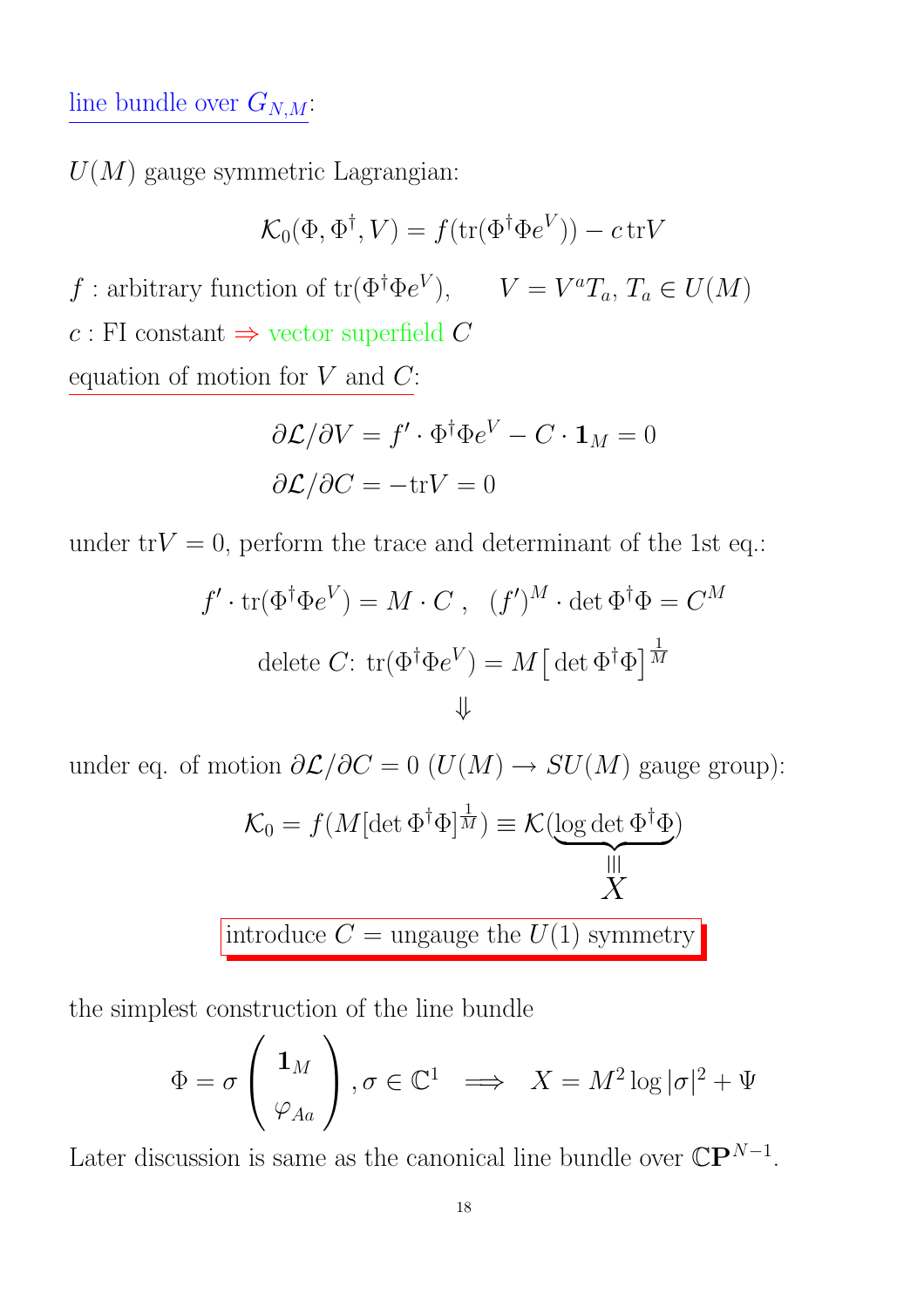line bundle over $G_{N,M}$:

$U(M)$ gauge symmetric Lagrangian:

$$\mathcal{K}_0(\Phi, \Phi^\dagger, V) = f(\mathrm{tr}(\Phi^\dagger \Phi e^V)) - c\,\mathrm{tr}V$$

$f$ : arbitrary function of $\mathrm{tr}(\Phi^\dagger \Phi e^V)$, $\qquad V = V^a T_a,\, T_a \in U(M)$

$c$ : FI constant $\Rightarrow$ vector superfield $C$

equation of motion for $V$ and $C$:

$$\partial \mathcal{L}/\partial V = f' \cdot \Phi^\dagger \Phi e^V - C \cdot \mathbf{1}_M = 0$$

$$\partial \mathcal{L}/\partial C = -\mathrm{tr}V = 0$$

under $\mathrm{tr}V = 0$, perform the trace and determinant of the 1st eq.:

$$f' \cdot \mathrm{tr}(\Phi^\dagger \Phi e^V) = M \cdot C\ , \quad (f')^M \cdot \det \Phi^\dagger \Phi = C^M$$

$$\text{delete } C\text{: } \mathrm{tr}(\Phi^\dagger \Phi e^V) = M \big[ \det \Phi^\dagger \Phi \big]^{\frac{1}{M}}$$

$$\Downarrow$$

under eq. of motion $\partial \mathcal{L}/\partial C = 0$ ($U(M) \to SU(M)$ gauge group):

$$\mathcal{K}_0 = f(M[\det \Phi^\dagger \Phi]^{\frac{1}{M}}) \equiv \mathcal{K}(\underbrace{\log \det \Phi^\dagger \Phi}_{\equiv\, X})$$

**introduce $C$ = ungauge the $U(1)$ symmetry**

the simplest construction of the line bundle

$$\Phi = \sigma \begin{pmatrix} \mathbf{1}_M \\ \varphi_{Aa} \end{pmatrix}, \sigma \in \mathbb{C}^1 \quad \Longrightarrow \quad X = M^2 \log |\sigma|^2 + \Psi$$

Later discussion is same as the canonical line bundle over $\mathbb{C}\mathbf{P}^{N-1}$.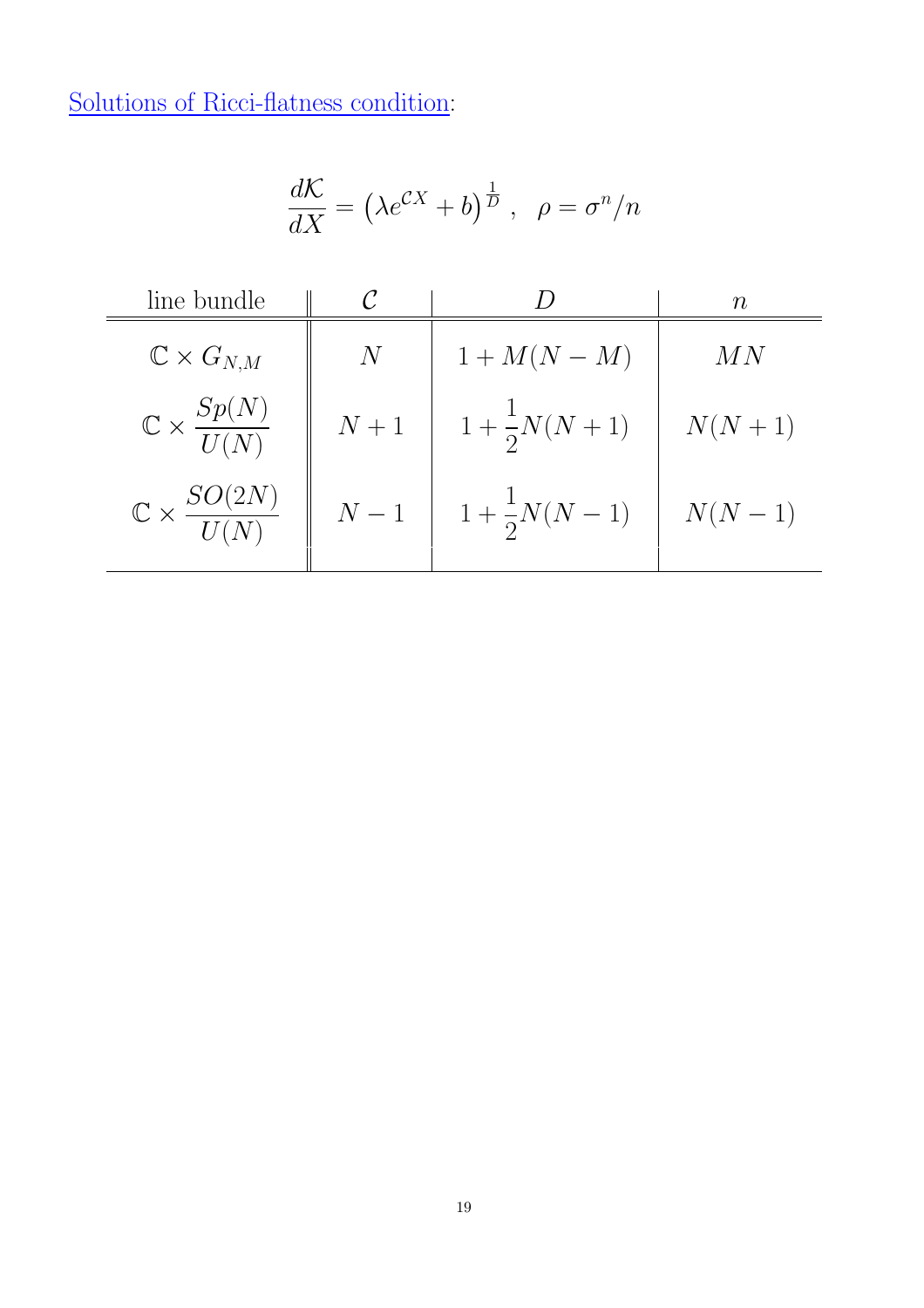Solutions of Ricci-flatness condition:

$$
\frac{d\mathcal{K}}{dX} = \left(\lambda e^{\mathcal{C}X} + b\right)^{\frac{1}{D}} , \quad \rho = \sigma^n / n
$$

| line bundle | $\mathcal{C}$ | $D$ | $n$ |
|---|---|---|---|
| $\mathbb{C} \times G_{N,M}$ | $N$ | $1 + M(N-M)$ | $MN$ |
| $\mathbb{C} \times \dfrac{Sp(N)}{U(N)}$ | $N+1$ | $1 + \dfrac{1}{2}N(N+1)$ | $N(N+1)$ |
| $\mathbb{C} \times \dfrac{SO(2N)}{U(N)}$ | $N-1$ | $1 + \dfrac{1}{2}N(N-1)$ | $N(N-1)$ |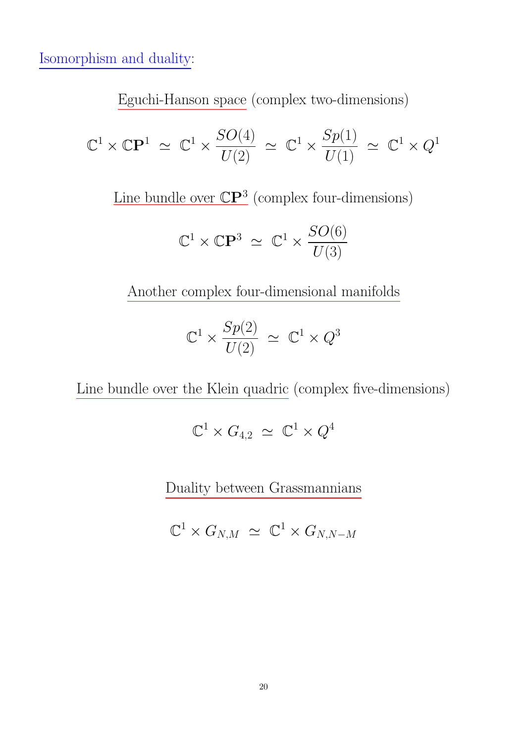Isomorphism and duality:

Eguchi-Hanson space (complex two-dimensions)

$$\mathbb{C}^1 \times \mathbb{C}\mathbf{P}^1 \;\simeq\; \mathbb{C}^1 \times \frac{SO(4)}{U(2)} \;\simeq\; \mathbb{C}^1 \times \frac{Sp(1)}{U(1)} \;\simeq\; \mathbb{C}^1 \times Q^1$$

Line bundle over $\mathbb{C}\mathbf{P}^3$ (complex four-dimensions)

$$\mathbb{C}^1 \times \mathbb{C}\mathbf{P}^3 \;\simeq\; \mathbb{C}^1 \times \frac{SO(6)}{U(3)}$$

Another complex four-dimensional manifolds

$$\mathbb{C}^1 \times \frac{Sp(2)}{U(2)} \;\simeq\; \mathbb{C}^1 \times Q^3$$

Line bundle over the Klein quadric (complex five-dimensions)

$$\mathbb{C}^1 \times G_{4,2} \;\simeq\; \mathbb{C}^1 \times Q^4$$

Duality between Grassmannians

$$\mathbb{C}^1 \times G_{N,M} \;\simeq\; \mathbb{C}^1 \times G_{N,N-M}$$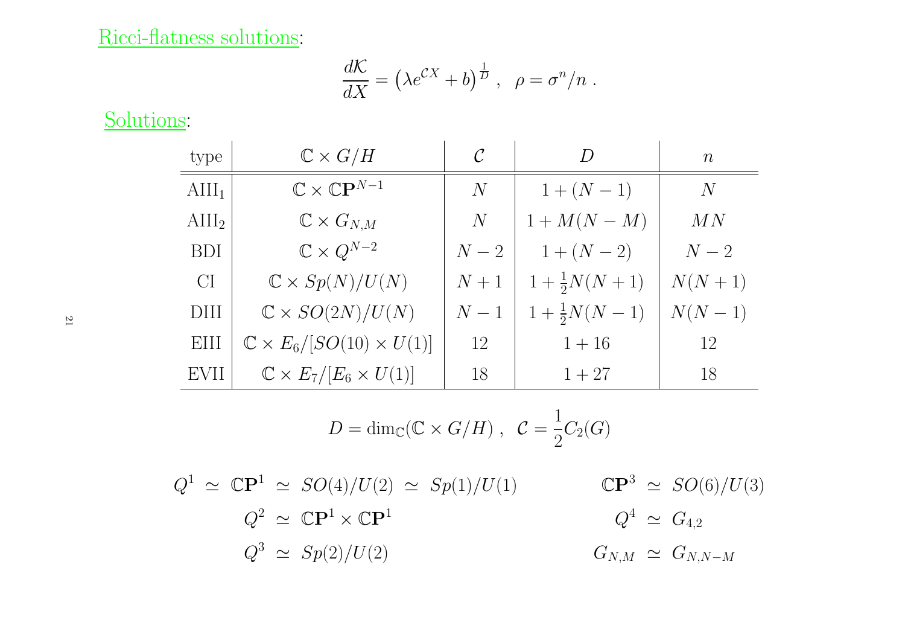Ricci-flatness solutions:

$$\frac{d\mathcal{K}}{dX} = \left(\lambda e^{\mathcal{C}X} + b\right)^{\frac{1}{D}} , \quad \rho = \sigma^n / n \ .$$

Solutions:

| type | $\mathbb{C} \times G/H$ | $\mathcal{C}$ | $D$ | $n$ |
|---|---|---|---|---|
| $\mathrm{AIII}_1$ | $\mathbb{C} \times \mathbb{C}\mathbf{P}^{N-1}$ | $N$ | $1 + (N-1)$ | $N$ |
| $\mathrm{AIII}_2$ | $\mathbb{C} \times G_{N,M}$ | $N$ | $1 + M(N-M)$ | $MN$ |
| BDI | $\mathbb{C} \times Q^{N-2}$ | $N-2$ | $1 + (N-2)$ | $N-2$ |
| CI | $\mathbb{C} \times Sp(N)/U(N)$ | $N+1$ | $1 + \frac{1}{2}N(N+1)$ | $N(N+1)$ |
| DIII | $\mathbb{C} \times SO(2N)/U(N)$ | $N-1$ | $1 + \frac{1}{2}N(N-1)$ | $N(N-1)$ |
| EIII | $\mathbb{C} \times E_6/[SO(10) \times U(1)]$ | 12 | $1 + 16$ | 12 |
| EVII | $\mathbb{C} \times E_7/[E_6 \times U(1)]$ | 18 | $1 + 27$ | 18 |

$$D = \dim_{\mathbb{C}}(\mathbb{C} \times G/H) \ , \quad \mathcal{C} = \frac{1}{2} C_2(G)$$

$$Q^1 \ \simeq \ \mathbb{C}\mathbf{P}^1 \ \simeq \ SO(4)/U(2) \ \simeq \ Sp(1)/U(1) \qquad \mathbb{C}\mathbf{P}^3 \ \simeq \ SO(6)/U(3)$$

$$Q^2 \ \simeq \ \mathbb{C}\mathbf{P}^1 \times \mathbb{C}\mathbf{P}^1 \qquad Q^4 \ \simeq \ G_{4,2}$$

$$Q^3 \ \simeq \ Sp(2)/U(2) \qquad G_{N,M} \ \simeq \ G_{N,N-M}$$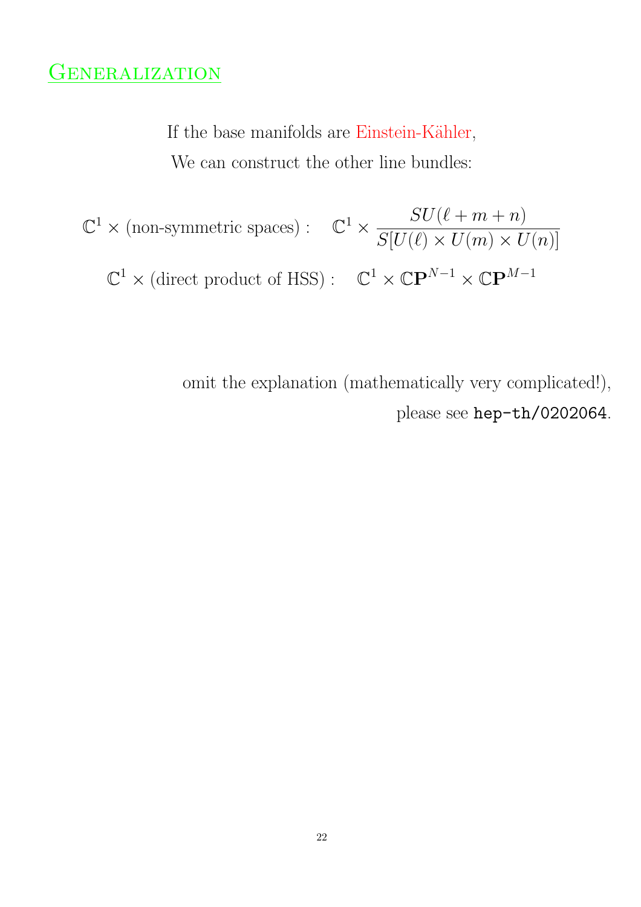# Generalization

If the base manifolds are Einstein-Kähler,

We can construct the other line bundles:

$$\mathbb{C}^1 \times (\text{non-symmetric spaces}): \quad \mathbb{C}^1 \times \frac{SU(\ell + m + n)}{S[U(\ell) \times U(m) \times U(n)]}$$

$$\mathbb{C}^1 \times (\text{direct product of HSS}): \quad \mathbb{C}^1 \times \mathbb{C}\mathbf{P}^{N-1} \times \mathbb{C}\mathbf{P}^{M-1}$$

omit the explanation (mathematically very complicated!),

please see `hep-th/0202064`.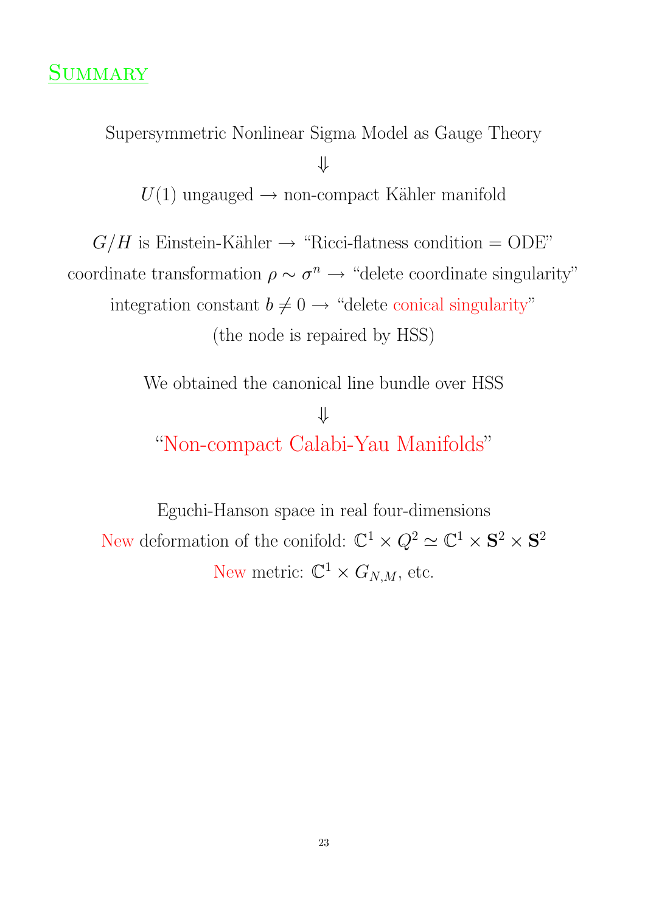# Summary

Supersymmetric Nonlinear Sigma Model as Gauge Theory

$\Downarrow$

$U(1)$ ungauged $\rightarrow$ non-compact Kähler manifold

$G/H$ is Einstein-Kähler $\rightarrow$ "Ricci-flatness condition = ODE"

coordinate transformation $\rho \sim \sigma^n$ $\rightarrow$ "delete coordinate singularity"

integration constant $b \neq 0$ $\rightarrow$ "delete conical singularity"

(the node is repaired by HSS)

We obtained the canonical line bundle over HSS

$\Downarrow$

"Non-compact Calabi-Yau Manifolds"

Eguchi-Hanson space in real four-dimensions

New deformation of the conifold: $\mathbb{C}^1 \times Q^2 \simeq \mathbb{C}^1 \times \mathbf{S}^2 \times \mathbf{S}^2$

New metric: $\mathbb{C}^1 \times G_{N,M}$, etc.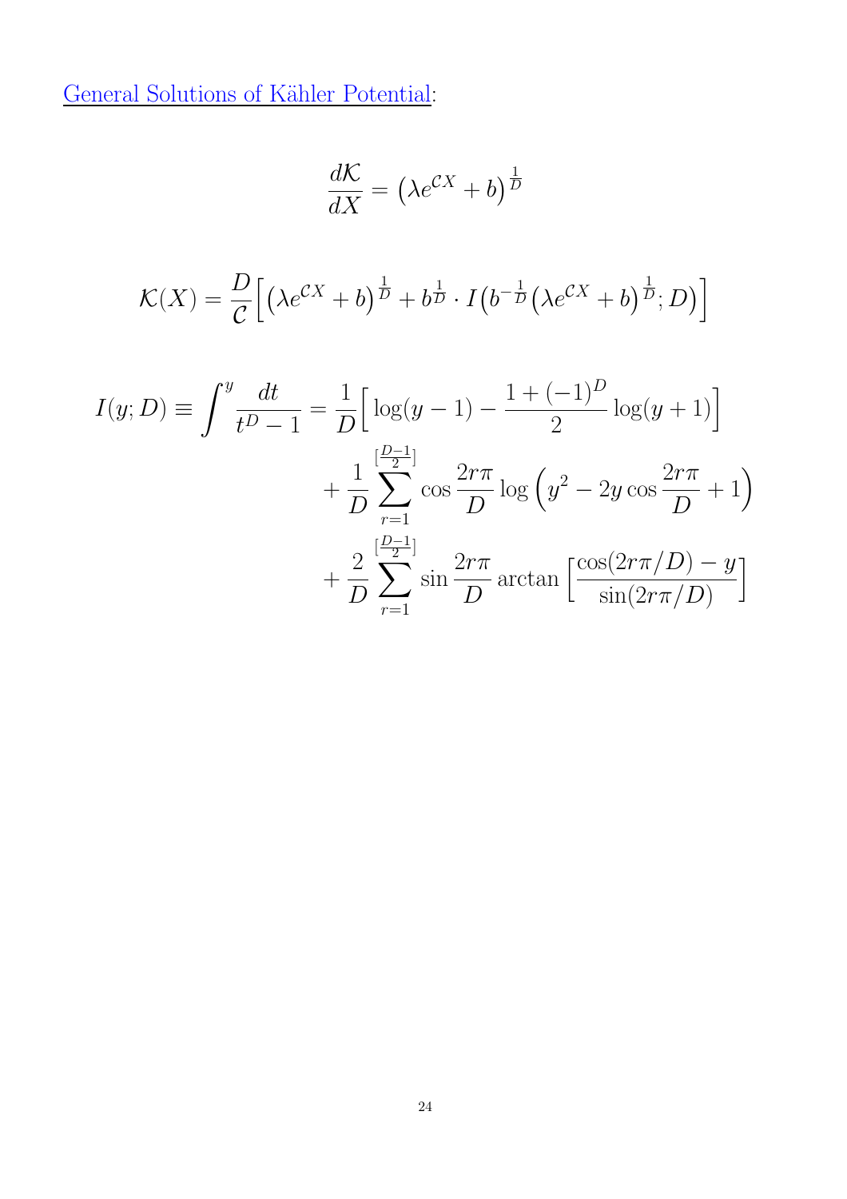General Solutions of Kähler Potential:

$$\frac{d\mathcal{K}}{dX} = \left(\lambda e^{\mathcal{C}X} + b\right)^{\frac{1}{D}}$$

$$\mathcal{K}(X) = \frac{D}{\mathcal{C}}\Big[\left(\lambda e^{\mathcal{C}X} + b\right)^{\frac{1}{D}} + b^{\frac{1}{D}} \cdot I\big(b^{-\frac{1}{D}}\left(\lambda e^{\mathcal{C}X} + b\right)^{\frac{1}{D}}; D\big)\Big]$$

$$\begin{aligned}
I(y; D) \equiv \int^{y} \frac{dt}{t^D - 1} = \frac{1}{D}\Big[\log(y-1) - \frac{1+(-1)^D}{2}\log(y+1)\Big] \\
+ \frac{1}{D}\sum_{r=1}^{[\frac{D-1}{2}]} \cos\frac{2r\pi}{D}\log\left(y^2 - 2y\cos\frac{2r\pi}{D} + 1\right) \\
+ \frac{2}{D}\sum_{r=1}^{[\frac{D-1}{2}]} \sin\frac{2r\pi}{D}\arctan\Big[\frac{\cos(2r\pi/D) - y}{\sin(2r\pi/D)}\Big]
\end{aligned}$$